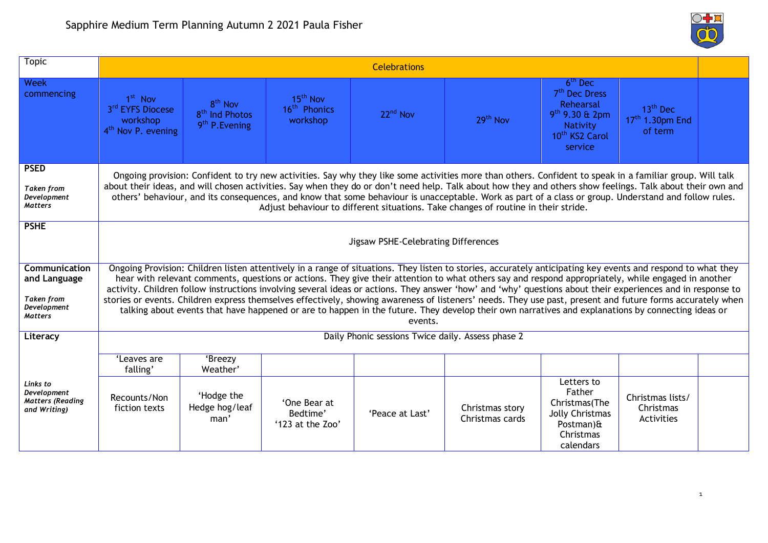# Sapphire Medium Term Planning Autumn 2 2021 Paula Fisher

| Topic | Celebrations | | | | | | | |
|---|---|---|---|---|---|---|---|---|
| Week commencing | 1st Nov 3rd EYFS Diocese workshop 4th Nov P. evening | 8th Nov 8th Ind Photos 9th P.Evening | 15th Nov 16th Phonics workshop | 22nd Nov | 29th Nov | 6th Dec 7th Dec Dress Rehearsal 9th 9.30 & 2pm Nativity 10th KS2 Carol service | 13th Dec 17th 1.30pm End of term | |
| **PSED** *Taken from Development Matters* | Ongoing provision: Confident to try new activities. Say why they like some activities more than others. Confident to speak in a familiar group. Will talk about their ideas, and will chosen activities. Say when they do or don't need help. Talk about how they and others show feelings. Talk about their own and others' behaviour, and its consequences, and know that some behaviour is unacceptable. Work as part of a class or group. Understand and follow rules. Adjust behaviour to different situations. Take changes of routine in their stride. | | | | | | | |
| **PSHE** | Jigsaw PSHE-Celebrating Differences | | | | | | | |
| **Communication and Language** *Taken from Development Matters* | Ongoing Provision: Children listen attentively in a range of situations. They listen to stories, accurately anticipating key events and respond to what they hear with relevant comments, questions or actions. They give their attention to what others say and respond appropriately, while engaged in another activity. Children follow instructions involving several ideas or actions. They answer 'how' and 'why' questions about their experiences and in response to stories or events. Children express themselves effectively, showing awareness of listeners' needs. They use past, present and future forms accurately when talking about events that have happened or are to happen in the future. They develop their own narratives and explanations by connecting ideas or events. | | | | | | | |
| **Literacy** | Daily Phonic sessions Twice daily. Assess phase 2 | | | | | | | |
| | 'Leaves are falling' | 'Breezy Weather' | | | | | | |
| *Links to Development Matters (Reading and Writing)* | Recounts/Non fiction texts | 'Hodge the Hedge hog/leaf man' | 'One Bear at Bedtime' '123 at the Zoo' | 'Peace at Last' | Christmas story Christmas cards | Letters to Father Christmas(The Jolly Christmas Postman)& Christmas calendars | Christmas lists/ Christmas Activities | |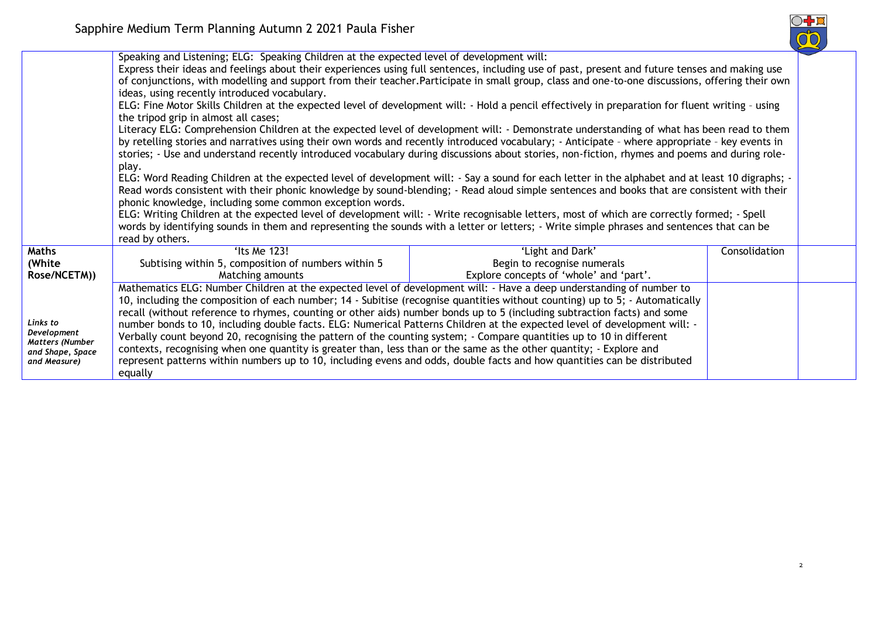| | | | | |
|---|---|---|---|---|
| | Speaking and Listening; ELG: Speaking Children at the expected level of development will:<br>Express their ideas and feelings about their experiences using full sentences, including use of past, present and future tenses and making use of conjunctions, with modelling and support from their teacher.Participate in small group, class and one-to-one discussions, offering their own ideas, using recently introduced vocabulary.<br>ELG: Fine Motor Skills Children at the expected level of development will: - Hold a pencil effectively in preparation for fluent writing – using the tripod grip in almost all cases;<br>Literacy ELG: Comprehension Children at the expected level of development will: - Demonstrate understanding of what has been read to them by retelling stories and narratives using their own words and recently introduced vocabulary; - Anticipate – where appropriate – key events in stories; - Use and understand recently introduced vocabulary during discussions about stories, non-fiction, rhymes and poems and during role-play.<br>ELG: Word Reading Children at the expected level of development will: - Say a sound for each letter in the alphabet and at least 10 digraphs; - Read words consistent with their phonic knowledge by sound-blending; - Read aloud simple sentences and books that are consistent with their phonic knowledge, including some common exception words.<br>ELG: Writing Children at the expected level of development will: - Write recognisable letters, most of which are correctly formed; - Spell words by identifying sounds in them and representing the sounds with a letter or letters; - Write simple phrases and sentences that can be read by others. | | | |
| **Maths (White Rose/NCETM))** | 'Its Me 123!<br>Subtising within 5, composition of numbers within 5<br>Matching amounts | 'Light and Dark'<br>Begin to recognise numerals<br>Explore concepts of 'whole' and 'part'. | Consolidation | |
| *Links to Development Matters (Number and Shape, Space and Measure)* | Mathematics ELG: Number Children at the expected level of development will: - Have a deep understanding of number to 10, including the composition of each number; 14 - Subitise (recognise quantities without counting) up to 5; - Automatically recall (without reference to rhymes, counting or other aids) number bonds up to 5 (including subtraction facts) and some number bonds to 10, including double facts. ELG: Numerical Patterns Children at the expected level of development will: - Verbally count beyond 20, recognising the pattern of the counting system; - Compare quantities up to 10 in different contexts, recognising when one quantity is greater than, less than or the same as the other quantity; - Explore and represent patterns within numbers up to 10, including evens and odds, double facts and how quantities can be distributed equally | | | |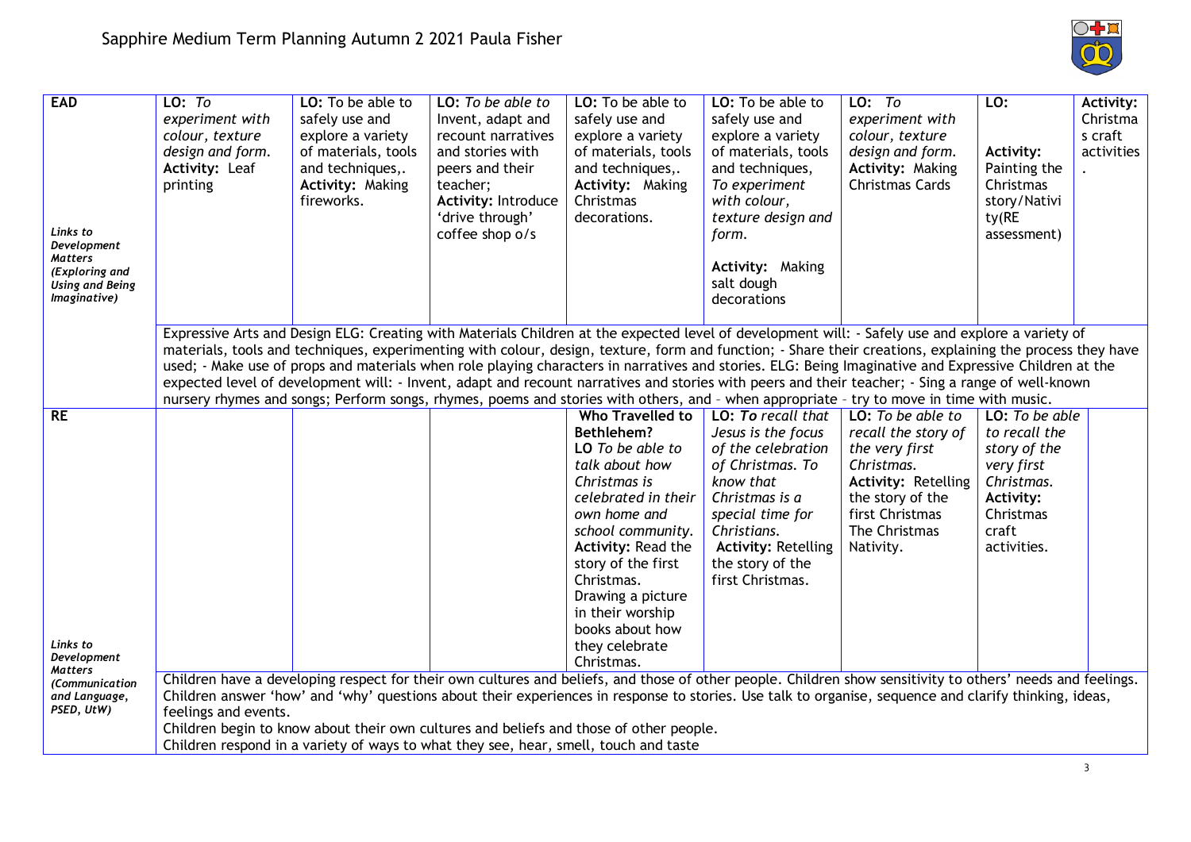# Sapphire Medium Term Planning Autumn 2 2021 Paula Fisher

| | | | | | | | | |
|---|---|---|---|---|---|---|---|---|
| **EAD**<br><br>*Links to Development Matters (Exploring and Using and Being Imaginative)* | **LO:** *To experiment with colour, texture design and form.*<br>**Activity:** Leaf printing | **LO:** To be able to safely use and explore a variety of materials, tools and techniques,.<br>**Activity:** Making fireworks. | **LO:** *To be able to* Invent, adapt and recount narratives and stories with peers and their teacher;<br>**Activity:** Introduce 'drive through' coffee shop o/s | **LO:** To be able to safely use and explore a variety of materials, tools and techniques,.<br>**Activity:** Making Christmas decorations. | **LO:** To be able to safely use and explore a variety of materials, tools and techniques, *To experiment with colour, texture design and form.*<br><br>**Activity:** Making salt dough decorations | **LO:** *To experiment with colour, texture design and form.*<br>**Activity:** Making Christmas Cards | **LO:**<br><br>**Activity:** Painting the Christmas story/Nativity(RE assessment) | **Activity:** Christmas craft activities. |
| | Expressive Arts and Design ELG: Creating with Materials Children at the expected level of development will: - Safely use and explore a variety of materials, tools and techniques, experimenting with colour, design, texture, form and function; - Share their creations, explaining the process they have used; - Make use of props and materials when role playing characters in narratives and stories. ELG: Being Imaginative and Expressive Children at the expected level of development will: - Invent, adapt and recount narratives and stories with peers and their teacher; - Sing a range of well-known nursery rhymes and songs; Perform songs, rhymes, poems and stories with others, and – when appropriate – try to move in time with music. | | | | | | | |
| **RE**<br><br>*Links to Development Matters (Communication and Language, PSED, UtW)* | | | | **Who Travelled to Bethlehem?**<br>**LO** *To be able to talk about how Christmas is celebrated in their own home and school community.*<br>**Activity:** Read the story of the first Christmas. Drawing a picture in their worship books about how they celebrate Christmas. | **LO:** *To recall that Jesus is the focus of the celebration of Christmas. To know that Christmas is a special time for Christians.*<br>**Activity:** Retelling the story of the first Christmas. | **LO:** *To be able to recall the story of the very first Christmas.*<br>**Activity:** Retelling the story of the first Christmas The Christmas Nativity. | **LO:** *To be able to recall the story of the very first Christmas.*<br>**Activity:** Christmas craft activities. | |
| | Children have a developing respect for their own cultures and beliefs, and those of other people. Children show sensitivity to others' needs and feelings. Children answer 'how' and 'why' questions about their experiences in response to stories. Use talk to organise, sequence and clarify thinking, ideas, feelings and events.<br>Children begin to know about their own cultures and beliefs and those of other people.<br>Children respond in a variety of ways to what they see, hear, smell, touch and taste | | | | | | | |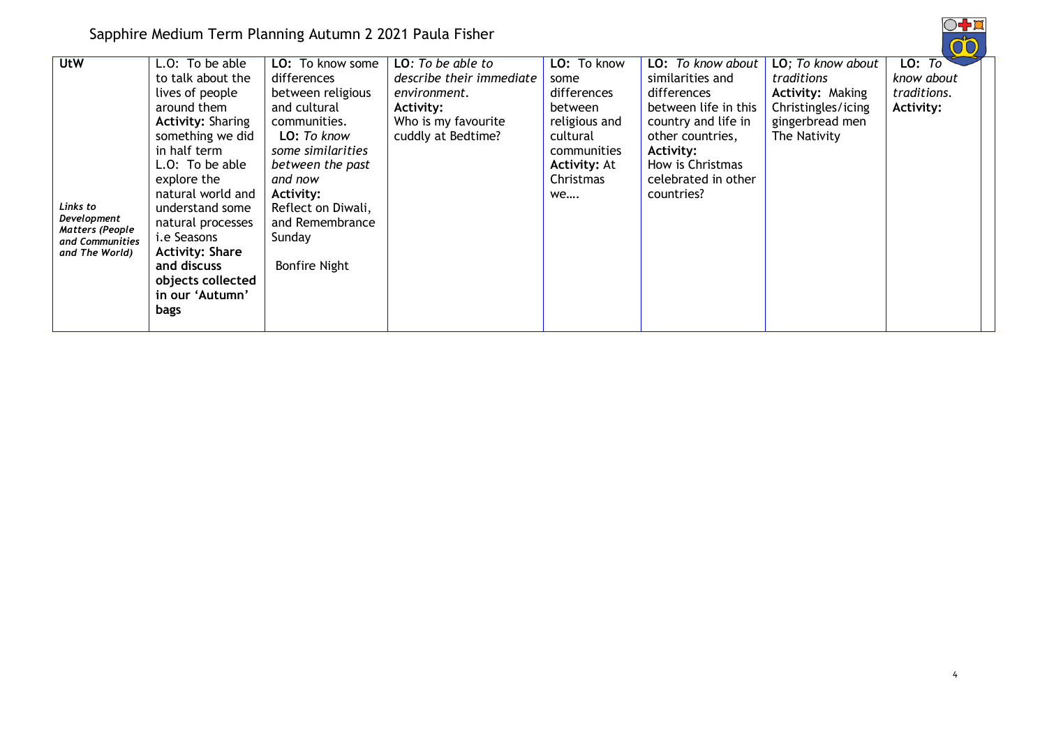Sapphire Medium Term Planning Autumn 2 2021 Paula Fisher

| **UtW**<br><br>*Links to Development Matters (People and Communities and The World)* | L.O: To be able to talk about the lives of people around them<br>**Activity:** Sharing something we did in half term<br>L.O: To be able explore the natural world and understand some natural processes i.e Seasons<br>**Activity: Share and discuss objects collected in our 'Autumn' bags** | **LO:** To know some differences between religious and cultural communities.<br>**LO:** *To know some similarities between the past and now*<br>**Activity:**<br>Reflect on Diwali, and Remembrance Sunday<br><br>Bonfire Night | **LO***: To be able to describe their immediate environment.*<br>**Activity:**<br>Who is my favourite cuddly at Bedtime? | **LO:** To know some differences between religious and cultural communities<br>**Activity:** At Christmas we…. | **LO:** *To know about* similarities and differences between life in this country and life in other countries,<br>**Activity:**<br>How is Christmas celebrated in other countries? | **LO***; To know about traditions*<br>**Activity:** Making Christingles/icing gingerbread men<br>The Nativity | **LO:** *To know about traditions.*<br>**Activity:** | |
|---|---|---|---|---|---|---|---|---|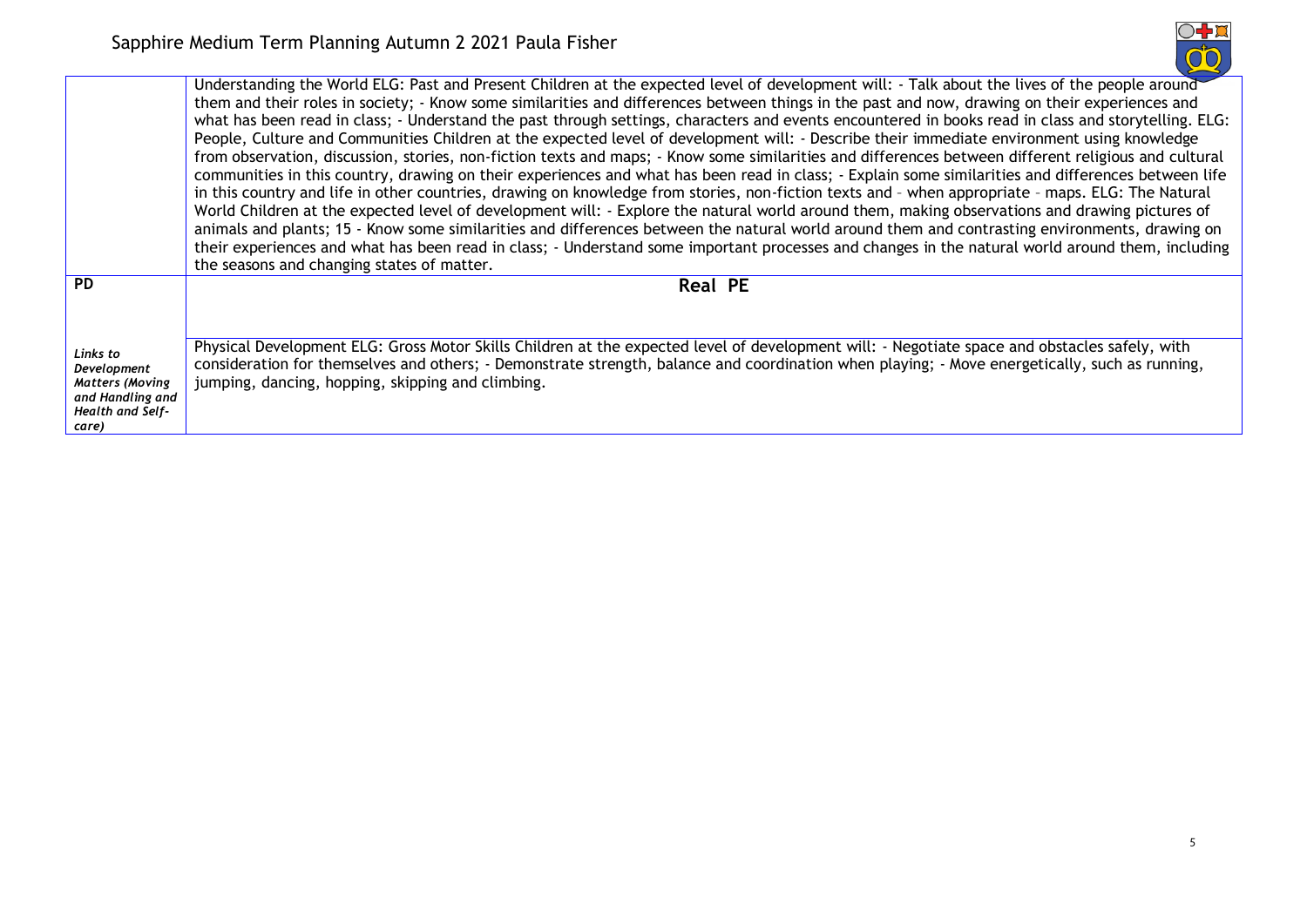| | |
|---|---|
| | Understanding the World ELG: Past and Present Children at the expected level of development will: - Talk about the lives of the people around them and their roles in society; - Know some similarities and differences between things in the past and now, drawing on their experiences and what has been read in class; - Understand the past through settings, characters and events encountered in books read in class and storytelling. ELG: People, Culture and Communities Children at the expected level of development will: - Describe their immediate environment using knowledge from observation, discussion, stories, non-fiction texts and maps; - Know some similarities and differences between different religious and cultural communities in this country, drawing on their experiences and what has been read in class; - Explain some similarities and differences between life in this country and life in other countries, drawing on knowledge from stories, non-fiction texts and – when appropriate – maps. ELG: The Natural World Children at the expected level of development will: - Explore the natural world around them, making observations and drawing pictures of animals and plants; 15 - Know some similarities and differences between the natural world around them and contrasting environments, drawing on their experiences and what has been read in class; - Understand some important processes and changes in the natural world around them, including the seasons and changing states of matter. |
| **PD** | **Real PE** |
| *Links to Development Matters (Moving and Handling and Health and Self-care)* | Physical Development ELG: Gross Motor Skills Children at the expected level of development will: - Negotiate space and obstacles safely, with consideration for themselves and others; - Demonstrate strength, balance and coordination when playing; - Move energetically, such as running, jumping, dancing, hopping, skipping and climbing. |